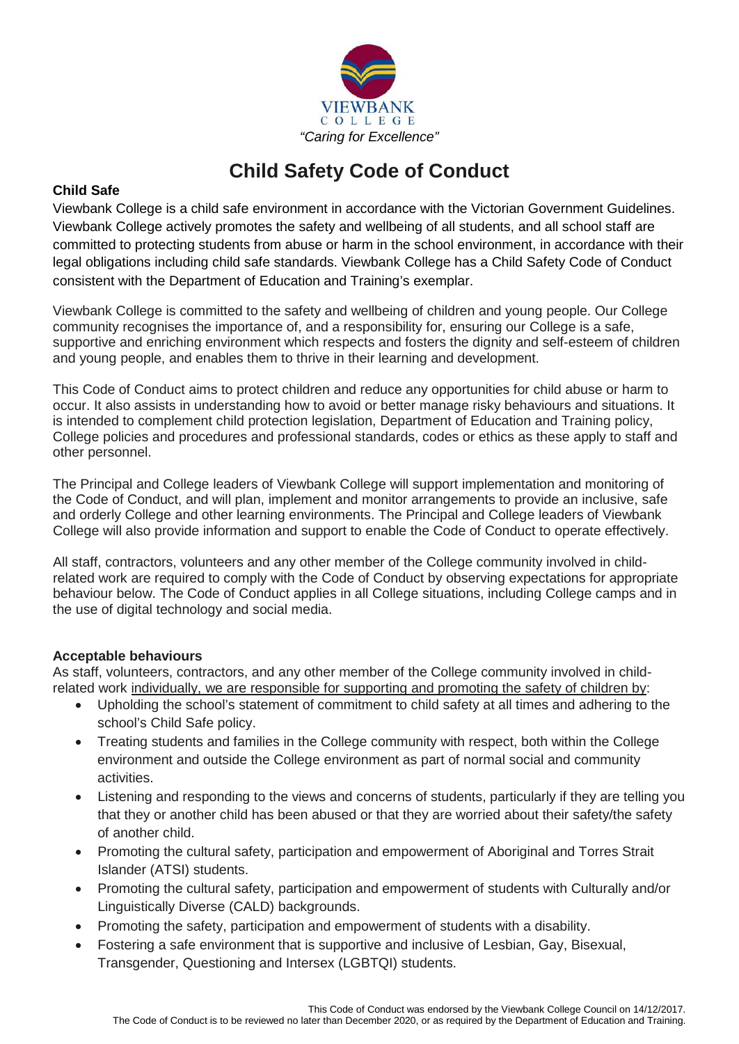VIEWBANK
COLLEGE
*"Caring for Excellence"*

# Child Safety Code of Conduct

**Child Safe**

Viewbank College is a child safe environment in accordance with the Victorian Government Guidelines. Viewbank College actively promotes the safety and wellbeing of all students, and all school staff are committed to protecting students from abuse or harm in the school environment, in accordance with their legal obligations including child safe standards. Viewbank College has a Child Safety Code of Conduct consistent with the Department of Education and Training's exemplar.

Viewbank College is committed to the safety and wellbeing of children and young people. Our College community recognises the importance of, and a responsibility for, ensuring our College is a safe, supportive and enriching environment which respects and fosters the dignity and self-esteem of children and young people, and enables them to thrive in their learning and development.

This Code of Conduct aims to protect children and reduce any opportunities for child abuse or harm to occur. It also assists in understanding how to avoid or better manage risky behaviours and situations. It is intended to complement child protection legislation, Department of Education and Training policy, College policies and procedures and professional standards, codes or ethics as these apply to staff and other personnel.

The Principal and College leaders of Viewbank College will support implementation and monitoring of the Code of Conduct, and will plan, implement and monitor arrangements to provide an inclusive, safe and orderly College and other learning environments. The Principal and College leaders of Viewbank College will also provide information and support to enable the Code of Conduct to operate effectively.

All staff, contractors, volunteers and any other member of the College community involved in child-related work are required to comply with the Code of Conduct by observing expectations for appropriate behaviour below. The Code of Conduct applies in all College situations, including College camps and in the use of digital technology and social media.

**Acceptable behaviours**

As staff, volunteers, contractors, and any other member of the College community involved in child-related work individually, we are responsible for supporting and promoting the safety of children by:

- Upholding the school's statement of commitment to child safety at all times and adhering to the school's Child Safe policy.
- Treating students and families in the College community with respect, both within the College environment and outside the College environment as part of normal social and community activities.
- Listening and responding to the views and concerns of students, particularly if they are telling you that they or another child has been abused or that they are worried about their safety/the safety of another child.
- Promoting the cultural safety, participation and empowerment of Aboriginal and Torres Strait Islander (ATSI) students.
- Promoting the cultural safety, participation and empowerment of students with Culturally and/or Linguistically Diverse (CALD) backgrounds.
- Promoting the safety, participation and empowerment of students with a disability.
- Fostering a safe environment that is supportive and inclusive of Lesbian, Gay, Bisexual, Transgender, Questioning and Intersex (LGBTQI) students.

This Code of Conduct was endorsed by the Viewbank College Council on 14/12/2017.
The Code of Conduct is to be reviewed no later than December 2020, or as required by the Department of Education and Training.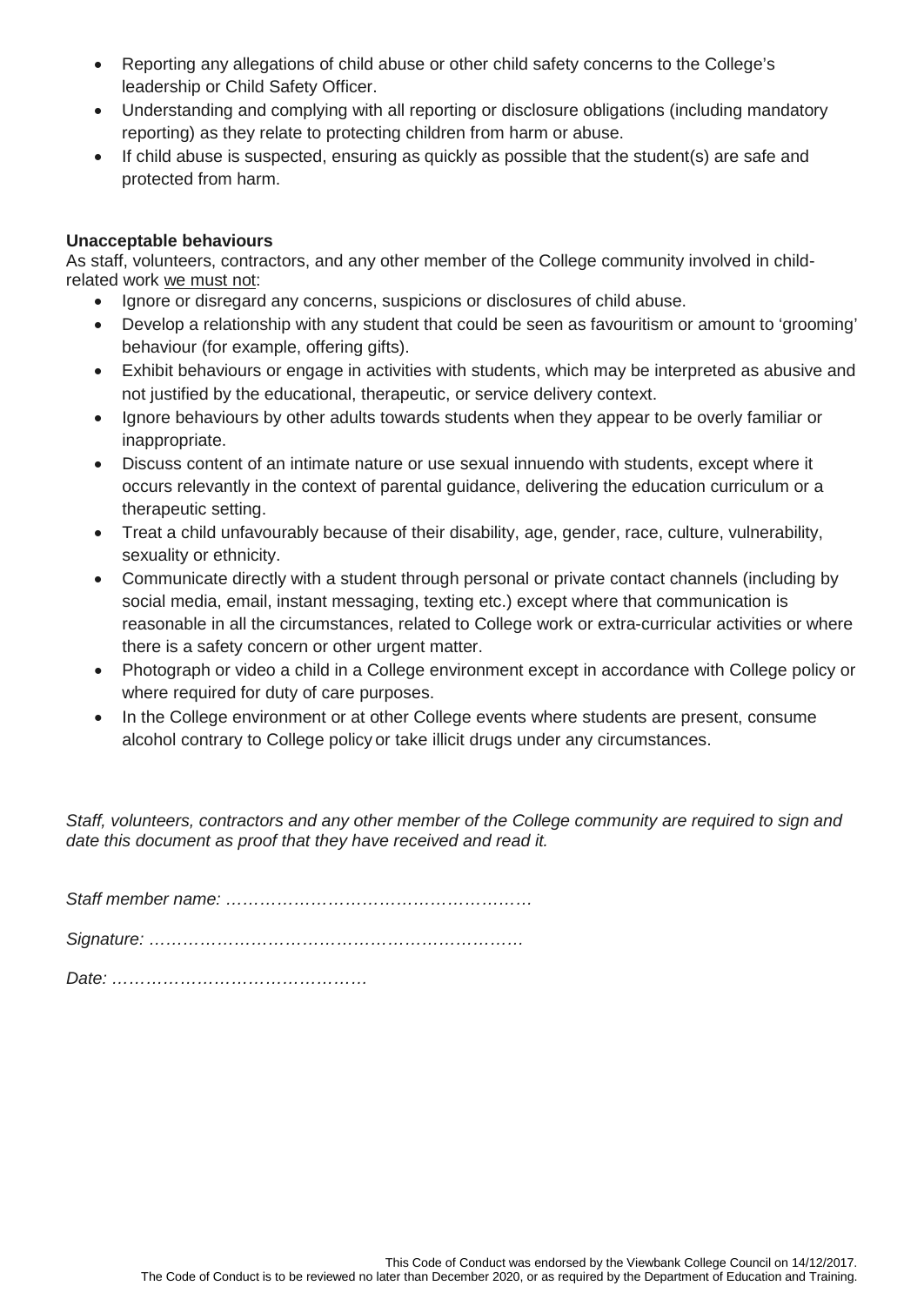- Reporting any allegations of child abuse or other child safety concerns to the College's leadership or Child Safety Officer.
- Understanding and complying with all reporting or disclosure obligations (including mandatory reporting) as they relate to protecting children from harm or abuse.
- If child abuse is suspected, ensuring as quickly as possible that the student(s) are safe and protected from harm.

**Unacceptable behaviours**

As staff, volunteers, contractors, and any other member of the College community involved in child-related work <u>we must not</u>:

- Ignore or disregard any concerns, suspicions or disclosures of child abuse.
- Develop a relationship with any student that could be seen as favouritism or amount to 'grooming' behaviour (for example, offering gifts).
- Exhibit behaviours or engage in activities with students, which may be interpreted as abusive and not justified by the educational, therapeutic, or service delivery context.
- Ignore behaviours by other adults towards students when they appear to be overly familiar or inappropriate.
- Discuss content of an intimate nature or use sexual innuendo with students, except where it occurs relevantly in the context of parental guidance, delivering the education curriculum or a therapeutic setting.
- Treat a child unfavourably because of their disability, age, gender, race, culture, vulnerability, sexuality or ethnicity.
- Communicate directly with a student through personal or private contact channels (including by social media, email, instant messaging, texting etc.) except where that communication is reasonable in all the circumstances, related to College work or extra-curricular activities or where there is a safety concern or other urgent matter.
- Photograph or video a child in a College environment except in accordance with College policy or where required for duty of care purposes.
- In the College environment or at other College events where students are present, consume alcohol contrary to College policy or take illicit drugs under any circumstances.

*Staff, volunteers, contractors and any other member of the College community are required to sign and date this document as proof that they have received and read it.*

*Staff member name: ………………………………………………*

*Signature: …………………………………………………………*

*Date: ………………………………………*

This Code of Conduct was endorsed by the Viewbank College Council on 14/12/2017.
The Code of Conduct is to be reviewed no later than December 2020, or as required by the Department of Education and Training.